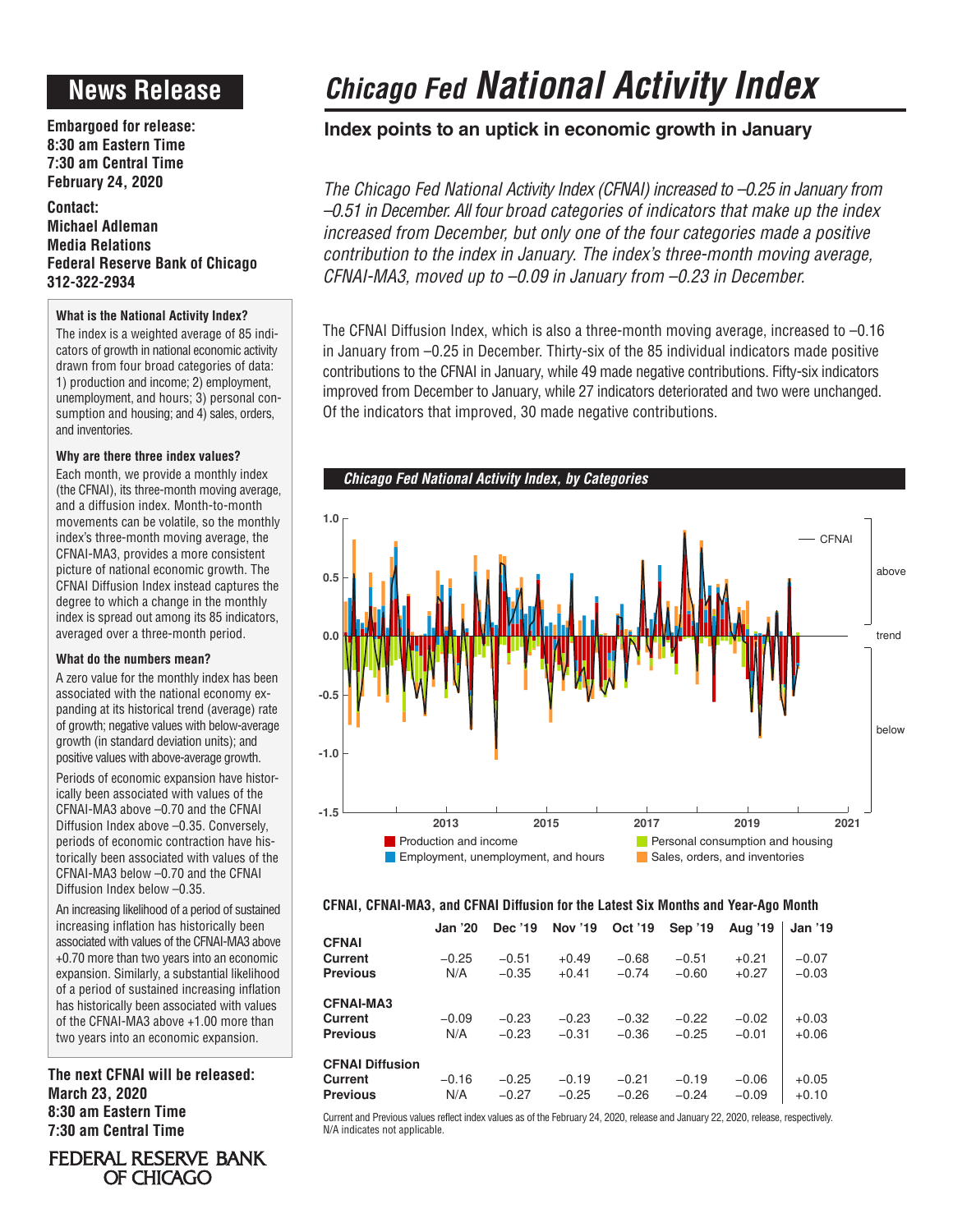# News Release

**Embargoed for release:**
**8:30 am Eastern Time**
**7:30 am Central Time**
**February 24, 2020**

**Contact:**
**Michael Adleman**
**Media Relations**
**Federal Reserve Bank of Chicago**
**312-322-2934**

### What is the National Activity Index?

The index is a weighted average of 85 indicators of growth in national economic activity drawn from four broad categories of data: 1) production and income; 2) employment, unemployment, and hours; 3) personal consumption and housing; and 4) sales, orders, and inventories.

### Why are there three index values?

Each month, we provide a monthly index (the CFNAI), its three-month moving average, and a diffusion index. Month-to-month movements can be volatile, so the monthly index's three-month moving average, the CFNAI-MA3, provides a more consistent picture of national economic growth. The CFNAI Diffusion Index instead captures the degree to which a change in the monthly index is spread out among its 85 indicators, averaged over a three-month period.

### What do the numbers mean?

A zero value for the monthly index has been associated with the national economy expanding at its historical trend (average) rate of growth; negative values with below-average growth (in standard deviation units); and positive values with above-average growth.

Periods of economic expansion have historically been associated with values of the CFNAI-MA3 above –0.70 and the CFNAI Diffusion Index above –0.35. Conversely, periods of economic contraction have historically been associated with values of the CFNAI-MA3 below –0.70 and the CFNAI Diffusion Index below –0.35.

An increasing likelihood of a period of sustained increasing inflation has historically been associated with values of the CFNAI-MA3 above +0.70 more than two years into an economic expansion. Similarly, a substantial likelihood of a period of sustained increasing inflation has historically been associated with values of the CFNAI-MA3 above +1.00 more than two years into an economic expansion.

**The next CFNAI will be released:**
**March 23, 2020**
**8:30 am Eastern Time**
**7:30 am Central Time**

FEDERAL RESERVE BANK OF CHICAGO

# *Chicago Fed* National Activity Index

## Index points to an uptick in economic growth in January

*The Chicago Fed National Activity Index (CFNAI) increased to –0.25 in January from –0.51 in December. All four broad categories of indicators that make up the index increased from December, but only one of the four categories made a positive contribution to the index in January. The index's three-month moving average, CFNAI-MA3, moved up to –0.09 in January from –0.23 in December.*

The CFNAI Diffusion Index, which is also a three-month moving average, increased to –0.16 in January from –0.25 in December. Thirty-six of the 85 individual indicators made positive contributions to the CFNAI in January, while 49 made negative contributions. Fifty-six indicators improved from December to January, while 27 indicators deteriorated and two were unchanged. Of the indicators that improved, 30 made negative contributions.

***Chicago Fed National Activity Index, by Categories***

Legend: Production and income; Employment, unemployment, and hours; Personal consumption and housing; Sales, orders, and inventories; CFNAI

### CFNAI, CFNAI-MA3, and CFNAI Diffusion for the Latest Six Months and Year-Ago Month

| | Jan '20 | Dec '19 | Nov '19 | Oct '19 | Sep '19 | Aug '19 | Jan '19 |
|---|---|---|---|---|---|---|---|
| **CFNAI** | | | | | | | |
| **Current** | –0.25 | –0.51 | +0.49 | –0.68 | –0.51 | +0.21 | –0.07 |
| **Previous** | N/A | –0.35 | +0.41 | –0.74 | –0.60 | +0.27 | –0.03 |
| **CFNAI-MA3** | | | | | | | |
| **Current** | –0.09 | –0.23 | –0.23 | –0.32 | –0.22 | –0.02 | +0.03 |
| **Previous** | N/A | –0.23 | –0.31 | –0.36 | –0.25 | –0.01 | +0.06 |
| **CFNAI Diffusion** | | | | | | | |
| **Current** | –0.16 | –0.25 | –0.19 | –0.21 | –0.19 | –0.06 | +0.05 |
| **Previous** | N/A | –0.27 | –0.25 | –0.26 | –0.24 | –0.09 | +0.10 |

Current and Previous values reflect index values as of the February 24, 2020, release and January 22, 2020, release, respectively. N/A indicates not applicable.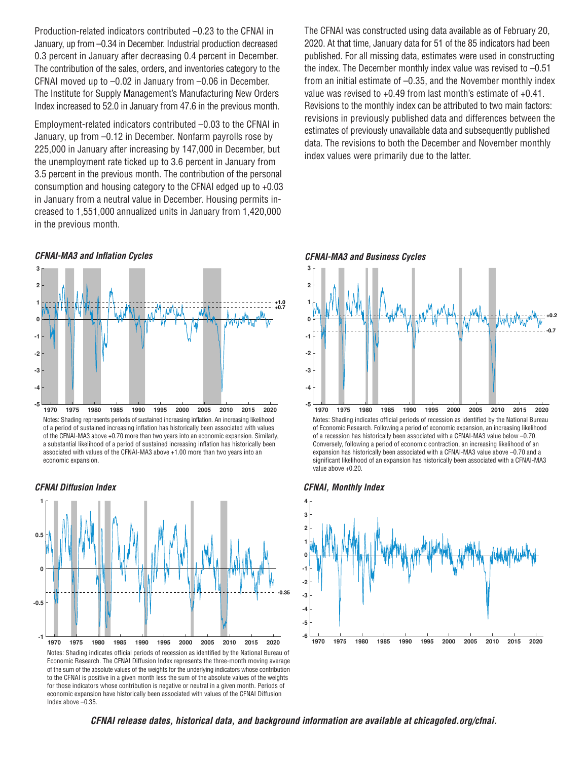Production-related indicators contributed –0.23 to the CFNAI in January, up from –0.34 in December. Industrial production decreased 0.3 percent in January after decreasing 0.4 percent in December. The contribution of the sales, orders, and inventories category to the CFNAI moved up to –0.02 in January from –0.06 in December. The Institute for Supply Management's Manufacturing New Orders Index increased to 52.0 in January from 47.6 in the previous month.

Employment-related indicators contributed –0.03 to the CFNAI in January, up from –0.12 in December. Nonfarm payrolls rose by 225,000 in January after increasing by 147,000 in December, but the unemployment rate ticked up to 3.6 percent in January from 3.5 percent in the previous month. The contribution of the personal consumption and housing category to the CFNAI edged up to +0.03 in January from a neutral value in December. Housing permits increased to 1,551,000 annualized units in January from 1,420,000 in the previous month.

The CFNAI was constructed using data available as of February 20, 2020. At that time, January data for 51 of the 85 indicators had been published. For all missing data, estimates were used in constructing the index. The December monthly index value was revised to –0.51 from an initial estimate of –0.35, and the November monthly index value was revised to +0.49 from last month's estimate of +0.41. Revisions to the monthly index can be attributed to two main factors: revisions in previously published data and differences between the estimates of previously unavailable data and subsequently published data. The revisions to both the December and November monthly index values were primarily due to the latter.

### *CFNAI-MA3 and Inflation Cycles*

3
2
1
0
-1
-2
-3
-4
-5
+1.0
+0.7
1970 1975 1980 1985 1990 1995 2000 2005 2010 2015 2020

Notes: Shading represents periods of sustained increasing inflation. An increasing likelihood of a period of sustained increasing inflation has historically been associated with values of the CFNAI-MA3 above +0.70 more than two years into an economic expansion. Similarly, a substantial likelihood of a period of sustained increasing inflation has historically been associated with values of the CFNAI-MA3 above +1.00 more than two years into an economic expansion.

### *CFNAI-MA3 and Business Cycles*

3
2
1
0
-1
-2
-3
-4
-5
+0.2
-0.7
1970 1975 1980 1985 1990 1995 2000 2005 2010 2015 2020

Notes: Shading indicates official periods of recession as identified by the National Bureau of Economic Research. Following a period of economic expansion, an increasing likelihood of a recession has historically been associated with a CFNAI-MA3 value below –0.70. Conversely, following a period of economic contraction, an increasing likelihood of an expansion has historically been associated with a CFNAI-MA3 value above –0.70 and a significant likelihood of an expansion has historically been associated with a CFNAI-MA3 value above +0.20.

### *CFNAI Diffusion Index*

1
0.5
0
-0.5
-1
-0.35
1970 1975 1980 1985 1990 1995 2000 2005 2010 2015 2020

Notes: Shading indicates official periods of recession as identified by the National Bureau of Economic Research. The CFNAI Diffusion Index represents the three-month moving average of the sum of the absolute values of the weights for the underlying indicators whose contribution to the CFNAI is positive in a given month less the sum of the absolute values of the weights for those indicators whose contribution is negative or neutral in a given month. Periods of economic expansion have historically been associated with values of the CFNAI Diffusion Index above –0.35.

### *CFNAI, Monthly Index*

4
3
2
1
0
-1
-2
-3
-4
-5
-6
1970 1975 1980 1985 1990 1995 2000 2005 2010 2015 2020

***CFNAI release dates, historical data, and background information are available at chicagofed.org/cfnai.***